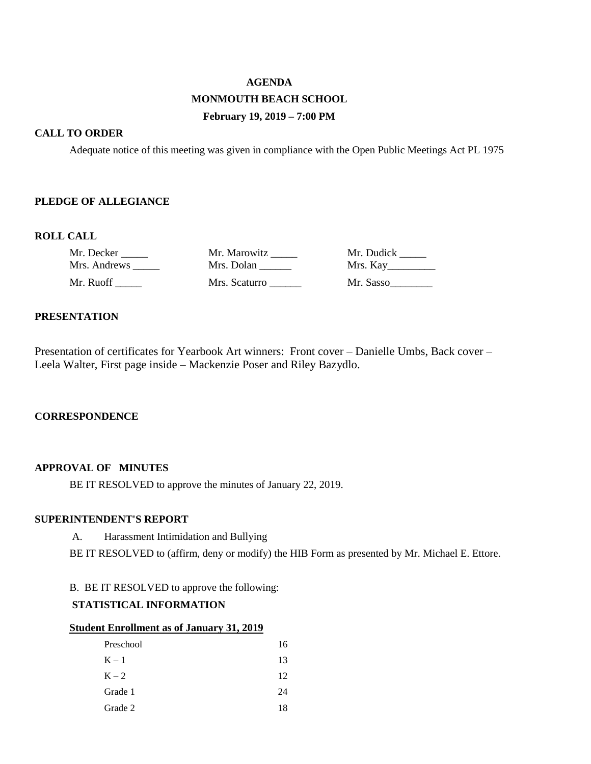# AGENDA

## MONMOUTH BEACH SCHOOL

### February 19, 2019 – 7:00 PM

**CALL TO ORDER**

Adequate notice of this meeting was given in compliance with the Open Public Meetings Act PL 1975

**PLEDGE OF ALLEGIANCE**

**ROLL CALL**

| | | |
|---|---|---|
| Mr. Decker _____ | Mr. Marowitz _____ | Mr. Dudick _____ |
| Mrs. Andrews _____ | Mrs. Dolan ______ | Mrs. Kay_________ |
| Mr. Ruoff _____ | Mrs. Scaturro ______ | Mr. Sasso________ |

**PRESENTATION**

Presentation of certificates for Yearbook Art winners: Front cover – Danielle Umbs, Back cover – Leela Walter, First page inside – Mackenzie Poser and Riley Bazydlo.

**CORRESPONDENCE**

**APPROVAL OF MINUTES**

BE IT RESOLVED to approve the minutes of January 22, 2019.

**SUPERINTENDENT'S REPORT**

A. Harassment Intimidation and Bullying

BE IT RESOLVED to (affirm, deny or modify) the HIB Form as presented by Mr. Michael E. Ettore.

B. BE IT RESOLVED to approve the following:

**STATISTICAL INFORMATION**

**Student Enrollment as of January 31, 2019**

| | |
|---|---|
| Preschool | 16 |
| K – 1 | 13 |
| K – 2 | 12 |
| Grade 1 | 24 |
| Grade 2 | 18 |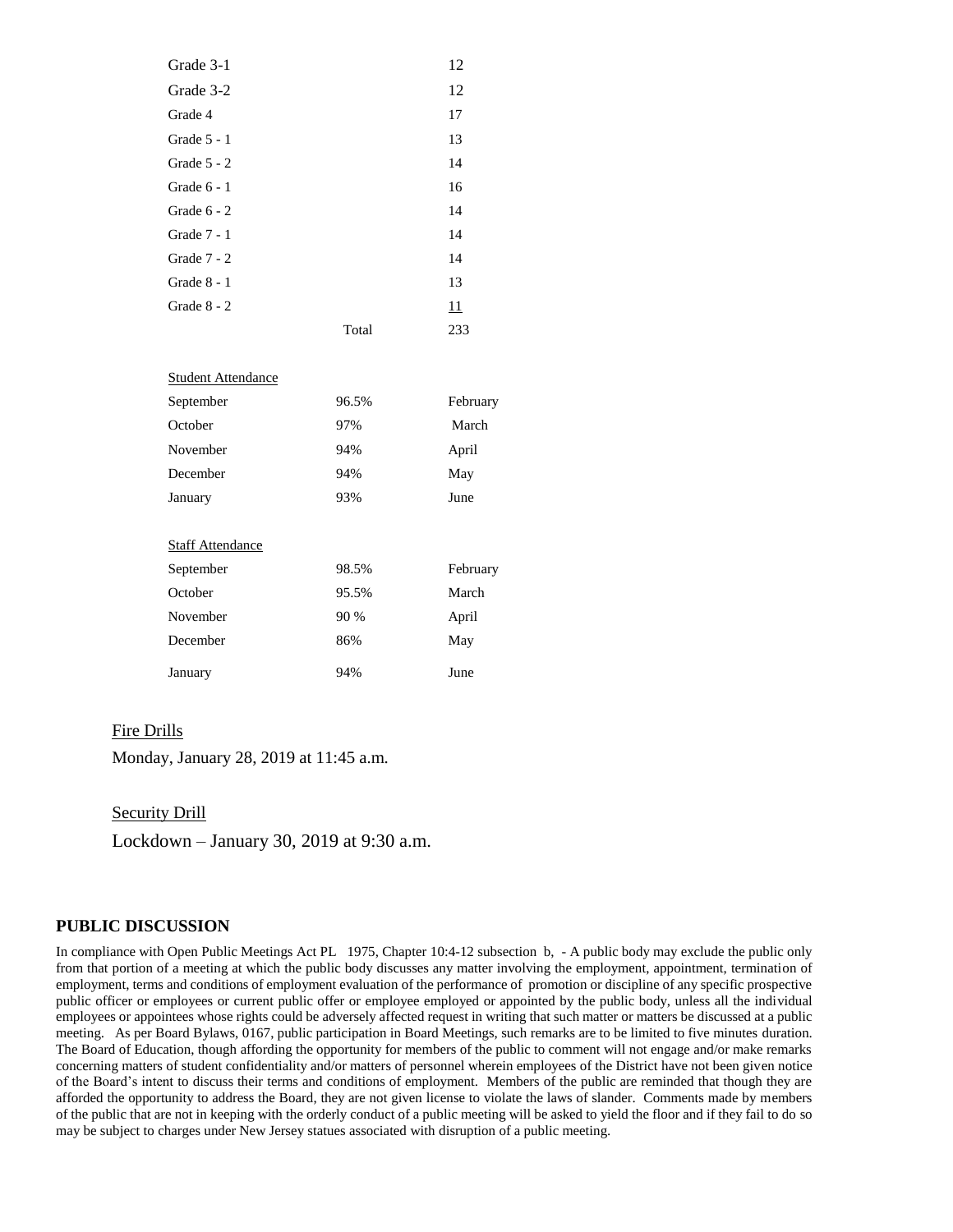| | | |
|---|---|---|
| Grade 3-1 | | 12 |
| Grade 3-2 | | 12 |
| Grade 4 | | 17 |
| Grade 5 - 1 | | 13 |
| Grade 5 - 2 | | 14 |
| Grade 6 - 1 | | 16 |
| Grade 6 - 2 | | 14 |
| Grade 7 - 1 | | 14 |
| Grade 7 - 2 | | 14 |
| Grade 8 - 1 | | 13 |
| Grade 8 - 2 | | 11 |
| | Total | 233 |

Student Attendance

| | | |
|---|---|---|
| September | 96.5% | February |
| October | 97% | March |
| November | 94% | April |
| December | 94% | May |
| January | 93% | June |

Staff Attendance

| | | |
|---|---|---|
| September | 98.5% | February |
| October | 95.5% | March |
| November | 90 % | April |
| December | 86% | May |
| January | 94% | June |

Fire Drills

Monday, January 28, 2019 at 11:45 a.m.

Security Drill

Lockdown – January 30, 2019 at 9:30 a.m.

## PUBLIC DISCUSSION

In compliance with Open Public Meetings Act PL 1975, Chapter 10:4-12 subsection b, - A public body may exclude the public only from that portion of a meeting at which the public body discusses any matter involving the employment, appointment, termination of employment, terms and conditions of employment evaluation of the performance of promotion or discipline of any specific prospective public officer or employees or current public offer or employee employed or appointed by the public body, unless all the individual employees or appointees whose rights could be adversely affected request in writing that such matter or matters be discussed at a public meeting. As per Board Bylaws, 0167, public participation in Board Meetings, such remarks are to be limited to five minutes duration. The Board of Education, though affording the opportunity for members of the public to comment will not engage and/or make remarks concerning matters of student confidentiality and/or matters of personnel wherein employees of the District have not been given notice of the Board's intent to discuss their terms and conditions of employment. Members of the public are reminded that though they are afforded the opportunity to address the Board, they are not given license to violate the laws of slander. Comments made by members of the public that are not in keeping with the orderly conduct of a public meeting will be asked to yield the floor and if they fail to do so may be subject to charges under New Jersey statues associated with disruption of a public meeting.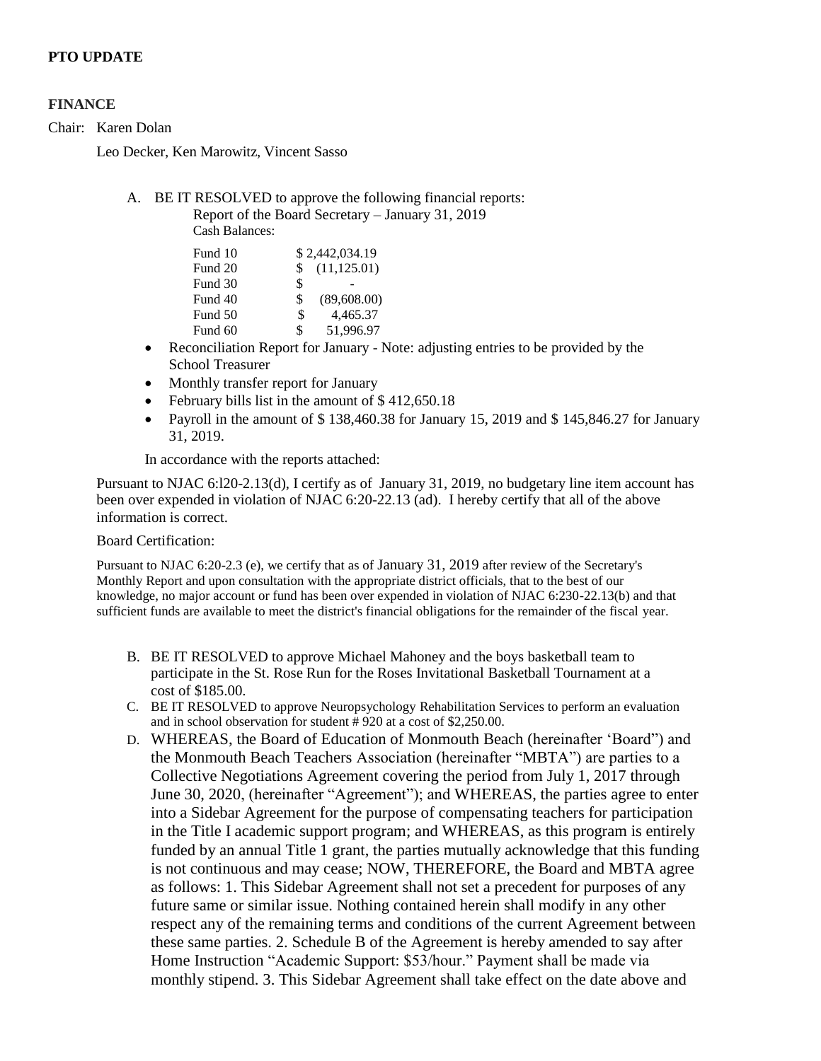**PTO UPDATE**

**FINANCE**

Chair: Karen Dolan

Leo Decker, Ken Marowitz, Vincent Sasso

A. BE IT RESOLVED to approve the following financial reports:

Report of the Board Secretary – January 31, 2019

Cash Balances:

| | |
|---|---|
| Fund 10 | $ 2,442,034.19 |
| Fund 20 | $ (11,125.01) |
| Fund 30 | $ - |
| Fund 40 | $ (89,608.00) |
| Fund 50 | $ 4,465.37 |
| Fund 60 | $ 51,996.97 |

- Reconciliation Report for January - Note: adjusting entries to be provided by the School Treasurer
- Monthly transfer report for January
- February bills list in the amount of $ 412,650.18
- Payroll in the amount of $ 138,460.38 for January 15, 2019 and $ 145,846.27 for January 31, 2019.

In accordance with the reports attached:

Pursuant to NJAC 6:l20-2.13(d), I certify as of January 31, 2019, no budgetary line item account has been over expended in violation of NJAC 6:20-22.13 (ad). I hereby certify that all of the above information is correct.

Board Certification:

Pursuant to NJAC 6:20-2.3 (e), we certify that as of January 31, 2019 after review of the Secretary's Monthly Report and upon consultation with the appropriate district officials, that to the best of our knowledge, no major account or fund has been over expended in violation of NJAC 6:230-22.13(b) and that sufficient funds are available to meet the district's financial obligations for the remainder of the fiscal year.

B. BE IT RESOLVED to approve Michael Mahoney and the boys basketball team to participate in the St. Rose Run for the Roses Invitational Basketball Tournament at a cost of $185.00.

C. BE IT RESOLVED to approve Neuropsychology Rehabilitation Services to perform an evaluation and in school observation for student # 920 at a cost of $2,250.00.

D. WHEREAS, the Board of Education of Monmouth Beach (hereinafter 'Board") and the Monmouth Beach Teachers Association (hereinafter "MBTA") are parties to a Collective Negotiations Agreement covering the period from July 1, 2017 through June 30, 2020, (hereinafter "Agreement"); and WHEREAS, the parties agree to enter into a Sidebar Agreement for the purpose of compensating teachers for participation in the Title I academic support program; and WHEREAS, as this program is entirely funded by an annual Title 1 grant, the parties mutually acknowledge that this funding is not continuous and may cease; NOW, THEREFORE, the Board and MBTA agree as follows: 1. This Sidebar Agreement shall not set a precedent for purposes of any future same or similar issue. Nothing contained herein shall modify in any other respect any of the remaining terms and conditions of the current Agreement between these same parties. 2. Schedule B of the Agreement is hereby amended to say after Home Instruction "Academic Support: $53/hour." Payment shall be made via monthly stipend. 3. This Sidebar Agreement shall take effect on the date above and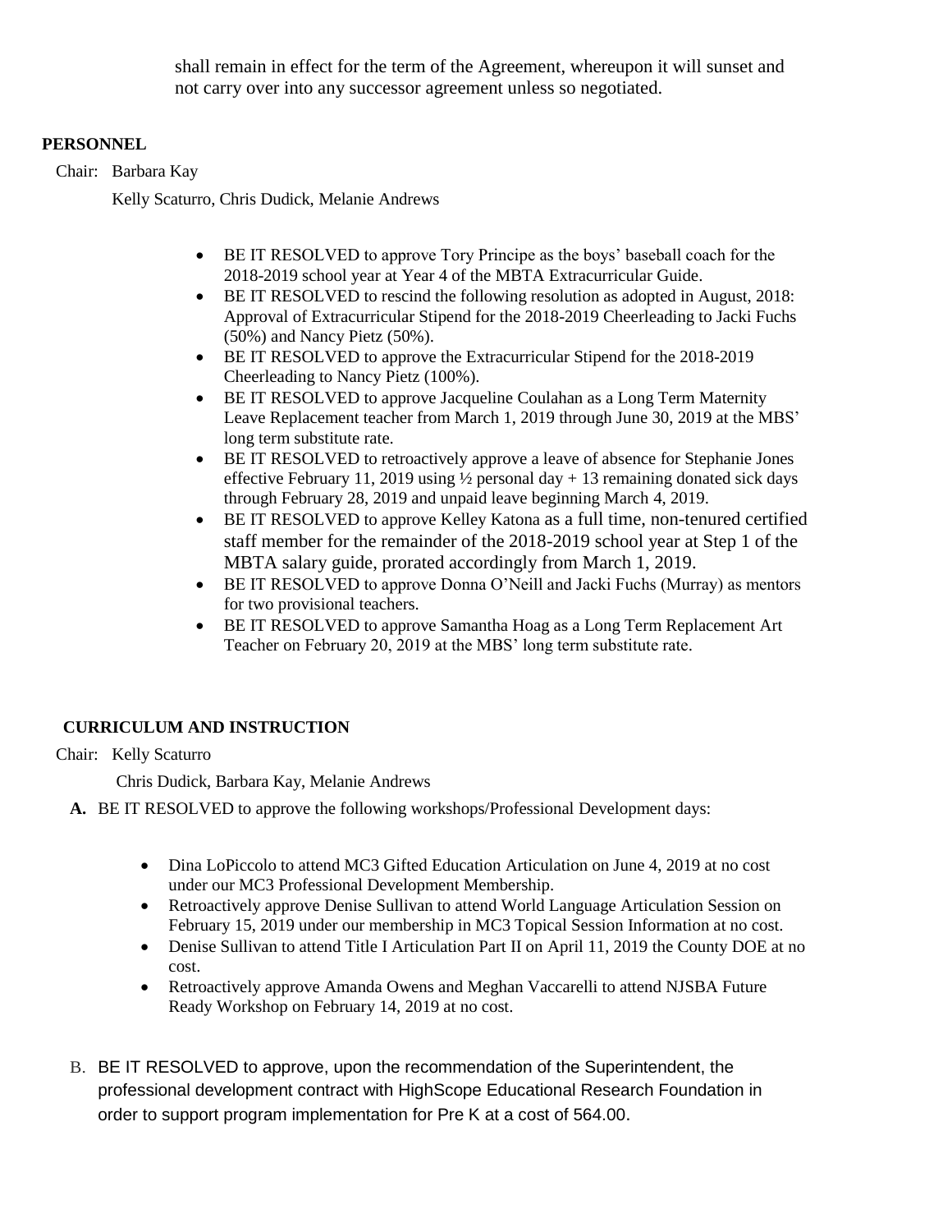shall remain in effect for the term of the Agreement, whereupon it will sunset and not carry over into any successor agreement unless so negotiated.

**PERSONNEL**

Chair: Barbara Kay

Kelly Scaturro, Chris Dudick, Melanie Andrews

- BE IT RESOLVED to approve Tory Principe as the boys' baseball coach for the 2018-2019 school year at Year 4 of the MBTA Extracurricular Guide.
- BE IT RESOLVED to rescind the following resolution as adopted in August, 2018: Approval of Extracurricular Stipend for the 2018-2019 Cheerleading to Jacki Fuchs (50%) and Nancy Pietz (50%).
- BE IT RESOLVED to approve the Extracurricular Stipend for the 2018-2019 Cheerleading to Nancy Pietz (100%).
- BE IT RESOLVED to approve Jacqueline Coulahan as a Long Term Maternity Leave Replacement teacher from March 1, 2019 through June 30, 2019 at the MBS' long term substitute rate.
- BE IT RESOLVED to retroactively approve a leave of absence for Stephanie Jones effective February 11, 2019 using ½ personal day + 13 remaining donated sick days through February 28, 2019 and unpaid leave beginning March 4, 2019.
- BE IT RESOLVED to approve Kelley Katona as a full time, non-tenured certified staff member for the remainder of the 2018-2019 school year at Step 1 of the MBTA salary guide, prorated accordingly from March 1, 2019.
- BE IT RESOLVED to approve Donna O'Neill and Jacki Fuchs (Murray) as mentors for two provisional teachers.
- BE IT RESOLVED to approve Samantha Hoag as a Long Term Replacement Art Teacher on February 20, 2019 at the MBS' long term substitute rate.

**CURRICULUM AND INSTRUCTION**

Chair: Kelly Scaturro

Chris Dudick, Barbara Kay, Melanie Andrews

**A.** BE IT RESOLVED to approve the following workshops/Professional Development days:

- Dina LoPiccolo to attend MC3 Gifted Education Articulation on June 4, 2019 at no cost under our MC3 Professional Development Membership.
- Retroactively approve Denise Sullivan to attend World Language Articulation Session on February 15, 2019 under our membership in MC3 Topical Session Information at no cost.
- Denise Sullivan to attend Title I Articulation Part II on April 11, 2019 the County DOE at no cost.
- Retroactively approve Amanda Owens and Meghan Vaccarelli to attend NJSBA Future Ready Workshop on February 14, 2019 at no cost.

B. BE IT RESOLVED to approve, upon the recommendation of the Superintendent, the professional development contract with HighScope Educational Research Foundation in order to support program implementation for Pre K at a cost of 564.00.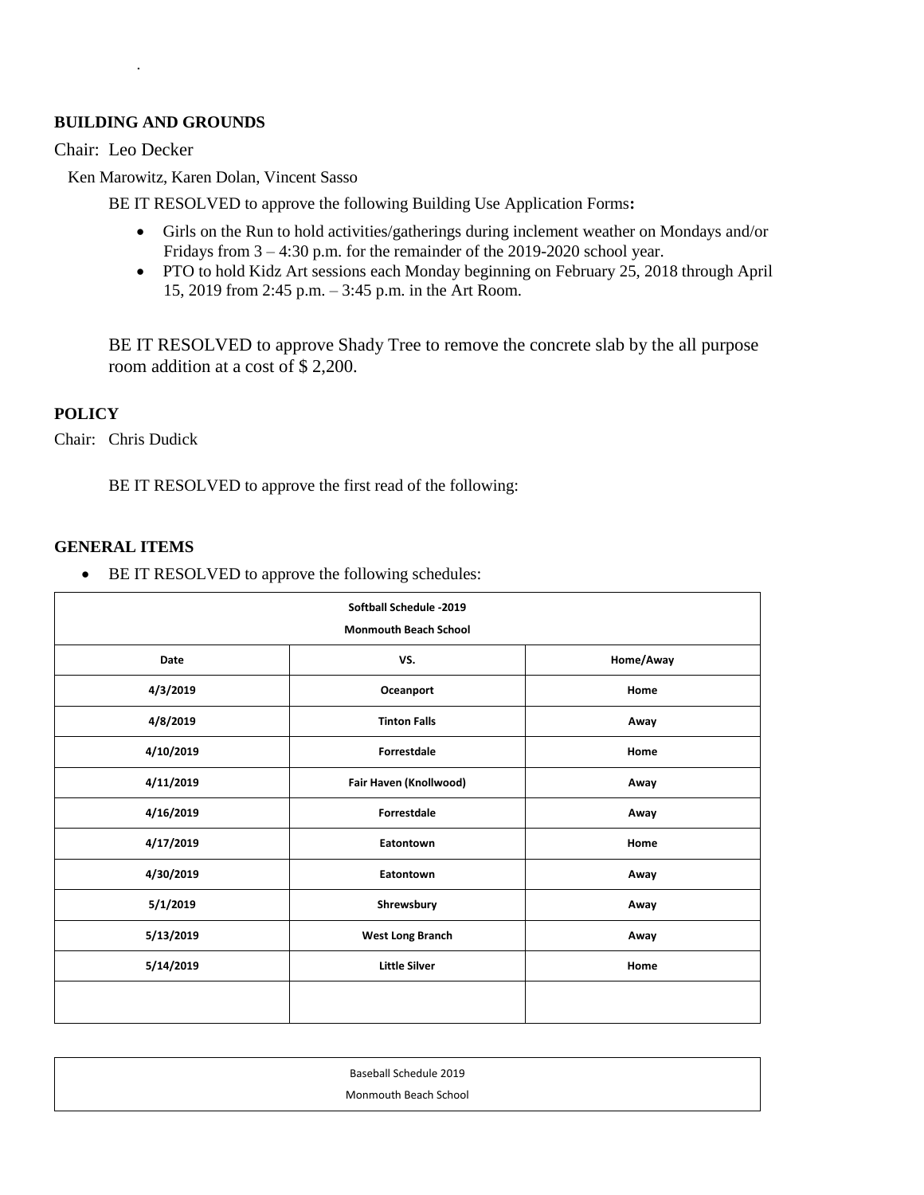.

**BUILDING AND GROUNDS**

Chair: Leo Decker

Ken Marowitz, Karen Dolan, Vincent Sasso

BE IT RESOLVED to approve the following Building Use Application Forms**:**

- Girls on the Run to hold activities/gatherings during inclement weather on Mondays and/or Fridays from 3 – 4:30 p.m. for the remainder of the 2019-2020 school year.
- PTO to hold Kidz Art sessions each Monday beginning on February 25, 2018 through April 15, 2019 from 2:45 p.m. – 3:45 p.m. in the Art Room.

BE IT RESOLVED to approve Shady Tree to remove the concrete slab by the all purpose room addition at a cost of $ 2,200.

**POLICY**

Chair: Chris Dudick

BE IT RESOLVED to approve the first read of the following:

**GENERAL ITEMS**

- BE IT RESOLVED to approve the following schedules:

| **Softball Schedule -2019<br>Monmouth Beach School** | | |
|---|---|---|
| **Date** | **VS.** | **Home/Away** |
| **4/3/2019** | **Oceanport** | **Home** |
| **4/8/2019** | **Tinton Falls** | **Away** |
| **4/10/2019** | **Forrestdale** | **Home** |
| **4/11/2019** | **Fair Haven (Knollwood)** | **Away** |
| **4/16/2019** | **Forrestdale** | **Away** |
| **4/17/2019** | **Eatontown** | **Home** |
| **4/30/2019** | **Eatontown** | **Away** |
| **5/1/2019** | **Shrewsbury** | **Away** |
| **5/13/2019** | **West Long Branch** | **Away** |
| **5/14/2019** | **Little Silver** | **Home** |
| | | |

| Baseball Schedule 2019<br>Monmouth Beach School |
|---|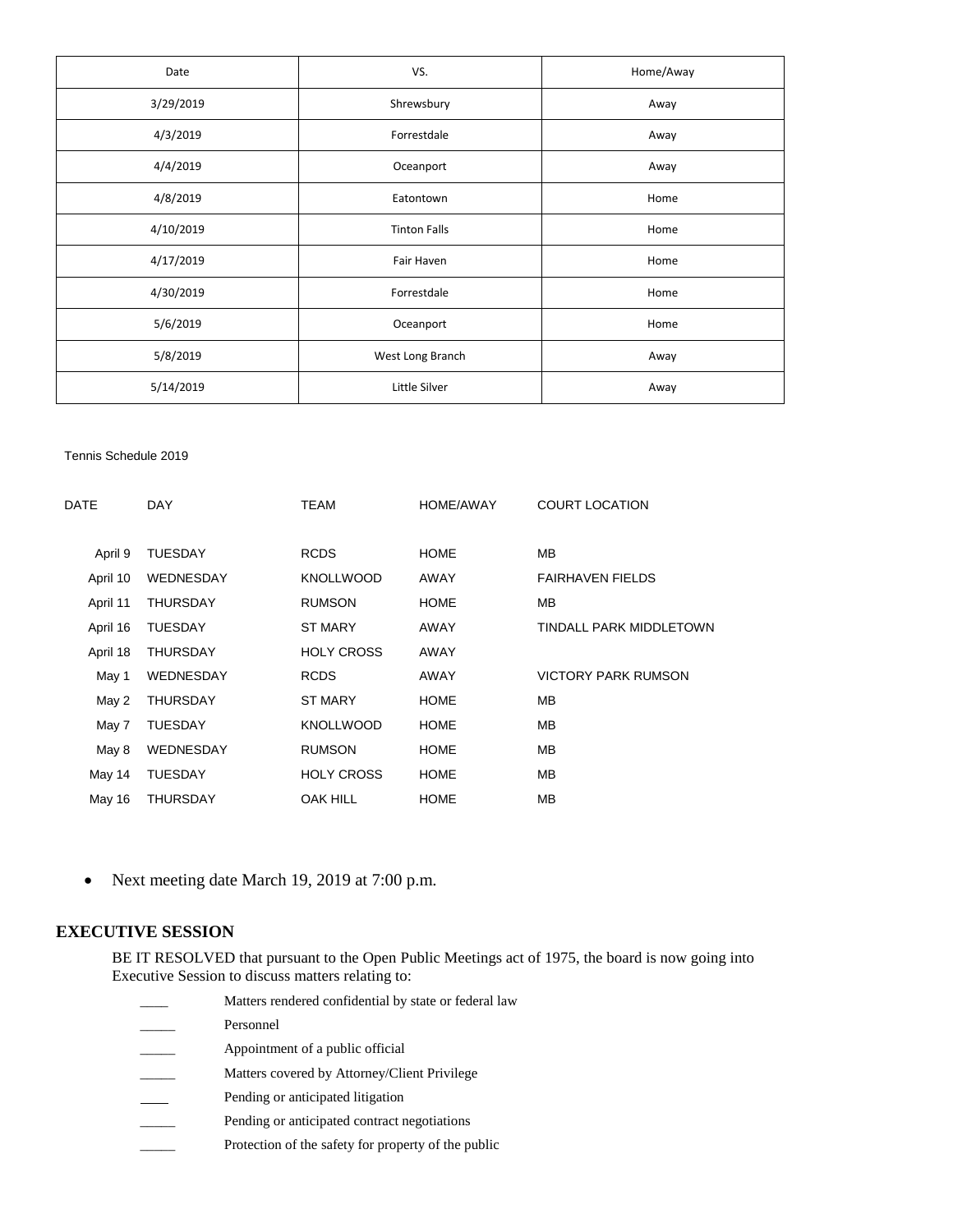| Date | VS. | Home/Away |
|---|---|---|
| 3/29/2019 | Shrewsbury | Away |
| 4/3/2019 | Forrestdale | Away |
| 4/4/2019 | Oceanport | Away |
| 4/8/2019 | Eatontown | Home |
| 4/10/2019 | Tinton Falls | Home |
| 4/17/2019 | Fair Haven | Home |
| 4/30/2019 | Forrestdale | Home |
| 5/6/2019 | Oceanport | Home |
| 5/8/2019 | West Long Branch | Away |
| 5/14/2019 | Little Silver | Away |

Tennis Schedule 2019

| DATE | DAY | TEAM | HOME/AWAY | COURT LOCATION |
|---|---|---|---|---|
| April 9 | TUESDAY | RCDS | HOME | MB |
| April 10 | WEDNESDAY | KNOLLWOOD | AWAY | FAIRHAVEN FIELDS |
| April 11 | THURSDAY | RUMSON | HOME | MB |
| April 16 | TUESDAY | ST MARY | AWAY | TINDALL PARK MIDDLETOWN |
| April 18 | THURSDAY | HOLY CROSS | AWAY | |
| May 1 | WEDNESDAY | RCDS | AWAY | VICTORY PARK RUMSON |
| May 2 | THURSDAY | ST MARY | HOME | MB |
| May 7 | TUESDAY | KNOLLWOOD | HOME | MB |
| May 8 | WEDNESDAY | RUMSON | HOME | MB |
| May 14 | TUESDAY | HOLY CROSS | HOME | MB |
| May 16 | THURSDAY | OAK HILL | HOME | MB |

- Next meeting date March 19, 2019 at 7:00 p.m.

## EXECUTIVE SESSION

BE IT RESOLVED that pursuant to the Open Public Meetings act of 1975, the board is now going into Executive Session to discuss matters relating to:

____ Matters rendered confidential by state or federal law

_____ Personnel

_____ Appointment of a public official

_____ Matters covered by Attorney/Client Privilege

____ Pending or anticipated litigation

_____ Pending or anticipated contract negotiations

_____ Protection of the safety for property of the public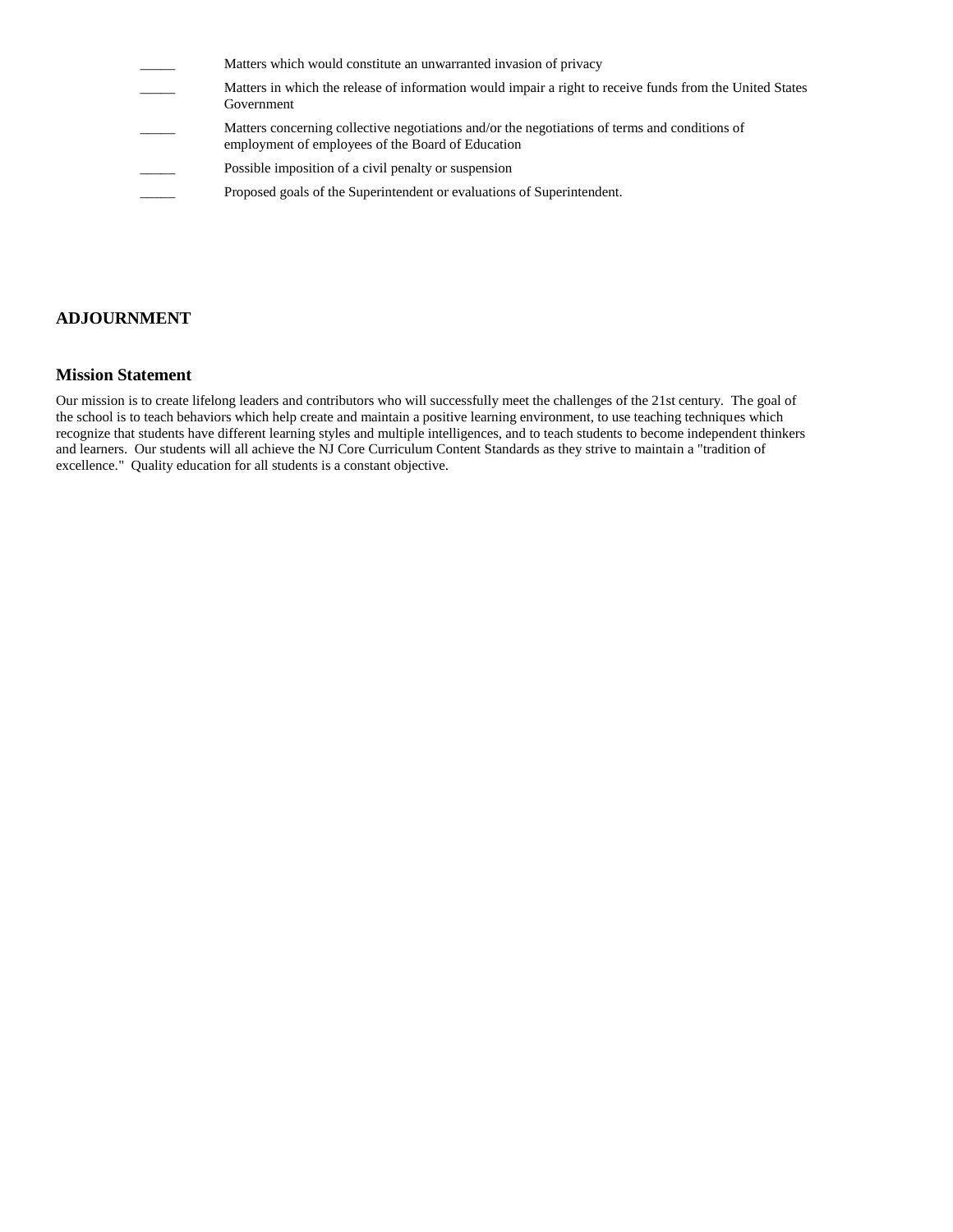_____ Matters which would constitute an unwarranted invasion of privacy

_____ Matters in which the release of information would impair a right to receive funds from the United States Government

_____ Matters concerning collective negotiations and/or the negotiations of terms and conditions of employment of employees of the Board of Education

_____ Possible imposition of a civil penalty or suspension

_____ Proposed goals of the Superintendent or evaluations of Superintendent.

### ADJOURNMENT

### Mission Statement

Our mission is to create lifelong leaders and contributors who will successfully meet the challenges of the 21st century. The goal of the school is to teach behaviors which help create and maintain a positive learning environment, to use teaching techniques which recognize that students have different learning styles and multiple intelligences, and to teach students to become independent thinkers and learners. Our students will all achieve the NJ Core Curriculum Content Standards as they strive to maintain a "tradition of excellence." Quality education for all students is a constant objective.